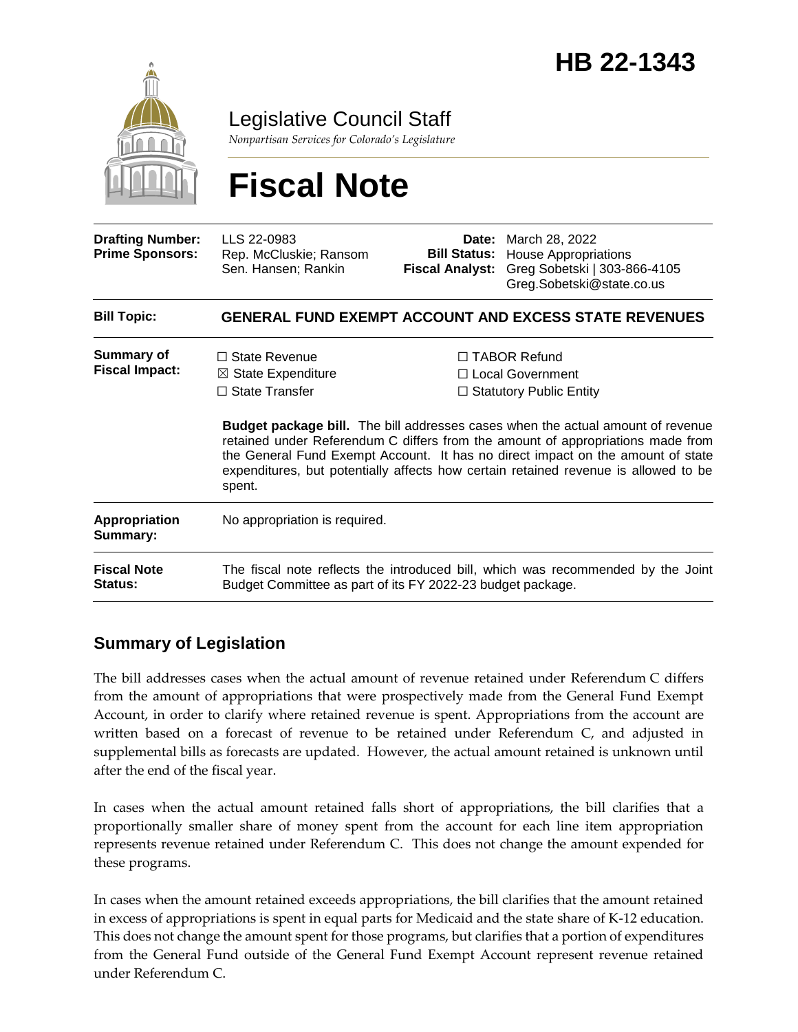# HB 22-1343

Legislative Council Staff

*Nonpartisan Services for Colorado's Legislature*

# Fiscal Note

| | | | |
|---|---|---|---|
| **Drafting Number:** | LLS 22-0983 | **Date:** | March 28, 2022 |
| **Prime Sponsors:** | Rep. McCluskie; Ransom<br>Sen. Hansen; Rankin | **Bill Status:** | House Appropriations |
| | | **Fiscal Analyst:** | Greg Sobetski \| 303-866-4105<br>Greg.Sobetski@state.co.us |

| | |
|---|---|
| **Bill Topic:** | **GENERAL FUND EXEMPT ACCOUNT AND EXCESS STATE REVENUES** |
| **Summary of Fiscal Impact:** | ☐ State Revenue ☒ State Expenditure ☐ State Transfer ☐ TABOR Refund ☐ Local Government ☐ Statutory Public Entity<br><br>**Budget package bill.** The bill addresses cases when the actual amount of revenue retained under Referendum C differs from the amount of appropriations made from the General Fund Exempt Account. It has no direct impact on the amount of state expenditures, but potentially affects how certain retained revenue is allowed to be spent. |
| **Appropriation Summary:** | No appropriation is required. |
| **Fiscal Note Status:** | The fiscal note reflects the introduced bill, which was recommended by the Joint Budget Committee as part of its FY 2022-23 budget package. |

## Summary of Legislation

The bill addresses cases when the actual amount of revenue retained under Referendum C differs from the amount of appropriations that were prospectively made from the General Fund Exempt Account, in order to clarify where retained revenue is spent. Appropriations from the account are written based on a forecast of revenue to be retained under Referendum C, and adjusted in supplemental bills as forecasts are updated. However, the actual amount retained is unknown until after the end of the fiscal year.

In cases when the actual amount retained falls short of appropriations, the bill clarifies that a proportionally smaller share of money spent from the account for each line item appropriation represents revenue retained under Referendum C. This does not change the amount expended for these programs.

In cases when the amount retained exceeds appropriations, the bill clarifies that the amount retained in excess of appropriations is spent in equal parts for Medicaid and the state share of K-12 education. This does not change the amount spent for those programs, but clarifies that a portion of expenditures from the General Fund outside of the General Fund Exempt Account represent revenue retained under Referendum C.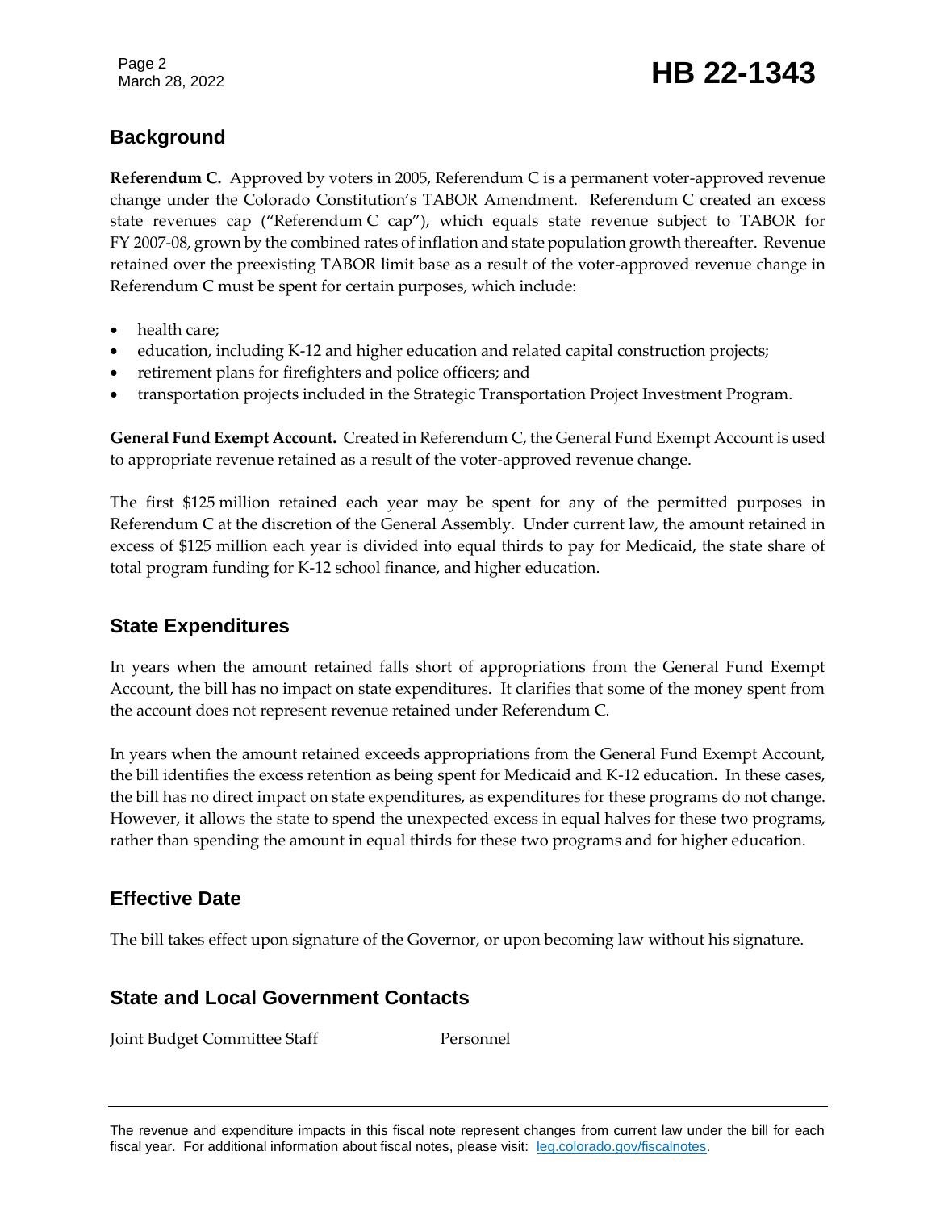## Background

**Referendum C.** Approved by voters in 2005, Referendum C is a permanent voter-approved revenue change under the Colorado Constitution's TABOR Amendment. Referendum C created an excess state revenues cap ("Referendum C cap"), which equals state revenue subject to TABOR for FY 2007-08, grown by the combined rates of inflation and state population growth thereafter. Revenue retained over the preexisting TABOR limit base as a result of the voter-approved revenue change in Referendum C must be spent for certain purposes, which include:

- health care;
- education, including K-12 and higher education and related capital construction projects;
- retirement plans for firefighters and police officers; and
- transportation projects included in the Strategic Transportation Project Investment Program.

**General Fund Exempt Account.** Created in Referendum C, the General Fund Exempt Account is used to appropriate revenue retained as a result of the voter-approved revenue change.

The first $125 million retained each year may be spent for any of the permitted purposes in Referendum C at the discretion of the General Assembly. Under current law, the amount retained in excess of $125 million each year is divided into equal thirds to pay for Medicaid, the state share of total program funding for K-12 school finance, and higher education.

## State Expenditures

In years when the amount retained falls short of appropriations from the General Fund Exempt Account, the bill has no impact on state expenditures. It clarifies that some of the money spent from the account does not represent revenue retained under Referendum C.

In years when the amount retained exceeds appropriations from the General Fund Exempt Account, the bill identifies the excess retention as being spent for Medicaid and K-12 education. In these cases, the bill has no direct impact on state expenditures, as expenditures for these programs do not change. However, it allows the state to spend the unexpected excess in equal halves for these two programs, rather than spending the amount in equal thirds for these two programs and for higher education.

## Effective Date

The bill takes effect upon signature of the Governor, or upon becoming law without his signature.

## State and Local Government Contacts

Joint Budget Committee Staff Personnel

The revenue and expenditure impacts in this fiscal note represent changes from current law under the bill for each fiscal year. For additional information about fiscal notes, please visit: leg.colorado.gov/fiscalnotes.